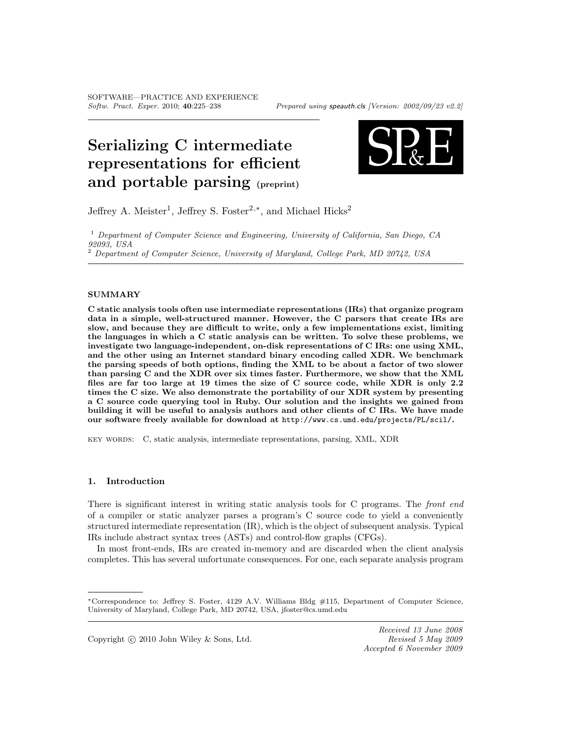# Serializing C intermediate representations for efficient and portable parsing (preprint)

Jeffrey A. Meister[1], Jeffrey S. Foster[2,*], and Michael Hicks[2]

[1] *Department of Computer Science and Engineering, University of California, San Diego, CA 92093, USA*
[2] *Department of Computer Science, University of Maryland, College Park, MD 20742, USA*

## SUMMARY

**C static analysis tools often use intermediate representations (IRs) that organize program data in a simple, well-structured manner. However, the C parsers that create IRs are slow, and because they are difficult to write, only a few implementations exist, limiting the languages in which a C static analysis can be written. To solve these problems, we investigate two language-independent, on-disk representations of C IRs: one using XML, and the other using an Internet standard binary encoding called XDR. We benchmark the parsing speeds of both options, finding the XML to be about a factor of two slower than parsing C and the XDR over six times faster. Furthermore, we show that the XML files are far too large at 19 times the size of C source code, while XDR is only 2.2 times the C size. We also demonstrate the portability of our XDR system by presenting a C source code querying tool in Ruby. Our solution and the insights we gained from building it will be useful to analysis authors and other clients of C IRs. We have made our software freely available for download at `http://www.cs.umd.edu/projects/PL/scil/`.**

KEY WORDS: C, static analysis, intermediate representations, parsing, XML, XDR

## 1. Introduction

There is significant interest in writing static analysis tools for C programs. The *front end* of a compiler or static analyzer parses a program's C source code to yield a conveniently structured intermediate representation (IR), which is the object of subsequent analysis. Typical IRs include abstract syntax trees (ASTs) and control-flow graphs (CFGs).

In most front-ends, IRs are created in-memory and are discarded when the client analysis completes. This has several unfortunate consequences. For one, each separate analysis program

---

*Correspondence to: Jeffrey S. Foster, 4129 A.V. Williams Bldg #115, Department of Computer Science, University of Maryland, College Park, MD 20742, USA, jfoster@cs.umd.edu

Copyright © 2010 John Wiley & Sons, Ltd.

*Received 13 June 2008*
*Revised 5 May 2009*
*Accepted 6 November 2009*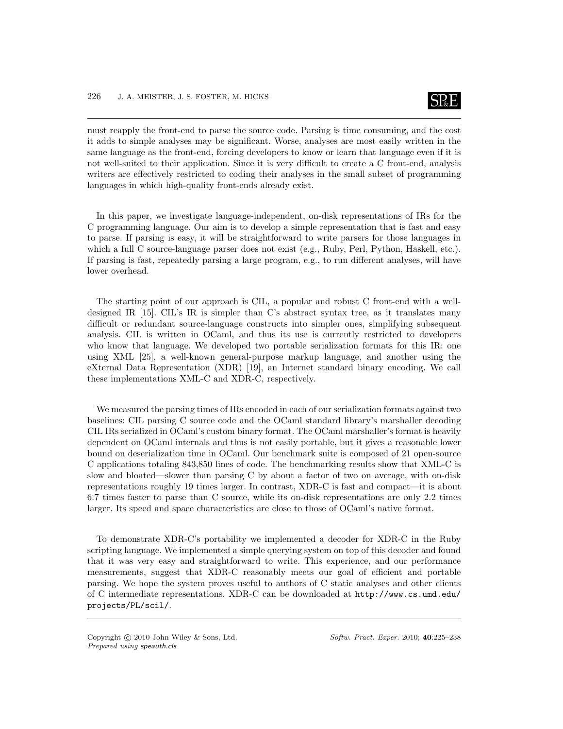must reapply the front-end to parse the source code. Parsing is time consuming, and the cost it adds to simple analyses may be significant. Worse, analyses are most easily written in the same language as the front-end, forcing developers to know or learn that language even if it is not well-suited to their application. Since it is very difficult to create a C front-end, analysis writers are effectively restricted to coding their analyses in the small subset of programming languages in which high-quality front-ends already exist.

In this paper, we investigate language-independent, on-disk representations of IRs for the C programming language. Our aim is to develop a simple representation that is fast and easy to parse. If parsing is easy, it will be straightforward to write parsers for those languages in which a full C source-language parser does not exist (e.g., Ruby, Perl, Python, Haskell, etc.). If parsing is fast, repeatedly parsing a large program, e.g., to run different analyses, will have lower overhead.

The starting point of our approach is CIL, a popular and robust C front-end with a well-designed IR [15]. CIL's IR is simpler than C's abstract syntax tree, as it translates many difficult or redundant source-language constructs into simpler ones, simplifying subsequent analysis. CIL is written in OCaml, and thus its use is currently restricted to developers who know that language. We developed two portable serialization formats for this IR: one using XML [25], a well-known general-purpose markup language, and another using the eXternal Data Representation (XDR) [19], an Internet standard binary encoding. We call these implementations XML-C and XDR-C, respectively.

We measured the parsing times of IRs encoded in each of our serialization formats against two baselines: CIL parsing C source code and the OCaml standard library's marshaller decoding CIL IRs serialized in OCaml's custom binary format. The OCaml marshaller's format is heavily dependent on OCaml internals and thus is not easily portable, but it gives a reasonable lower bound on deserialization time in OCaml. Our benchmark suite is composed of 21 open-source C applications totaling 843,850 lines of code. The benchmarking results show that XML-C is slow and bloated—slower than parsing C by about a factor of two on average, with on-disk representations roughly 19 times larger. In contrast, XDR-C is fast and compact—it is about 6.7 times faster to parse than C source, while its on-disk representations are only 2.2 times larger. Its speed and space characteristics are close to those of OCaml's native format.

To demonstrate XDR-C's portability we implemented a decoder for XDR-C in the Ruby scripting language. We implemented a simple querying system on top of this decoder and found that it was very easy and straightforward to write. This experience, and our performance measurements, suggest that XDR-C reasonably meets our goal of efficient and portable parsing. We hope the system proves useful to authors of C static analyses and other clients of C intermediate representations. XDR-C can be downloaded at `http://www.cs.umd.edu/projects/PL/scil/`.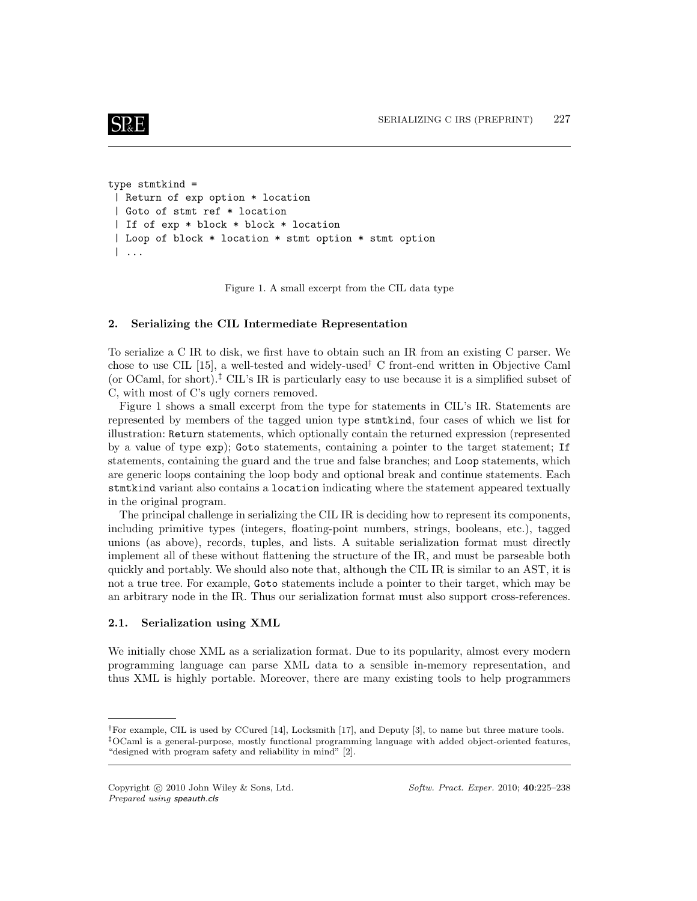```
type stmtkind =
 | Return of exp option * location
 | Goto of stmt ref * location
 | If of exp * block * block * location
 | Loop of block * location * stmt option * stmt option
 | ...
```

Figure 1. A small excerpt from the CIL data type

## 2. Serializing the CIL Intermediate Representation

To serialize a C IR to disk, we first have to obtain such an IR from an existing C parser. We chose to use CIL [15], a well-tested and widely-used[†] C front-end written in Objective Caml (or OCaml, for short).[‡] CIL's IR is particularly easy to use because it is a simplified subset of C, with most of C's ugly corners removed.

Figure 1 shows a small excerpt from the type for statements in CIL's IR. Statements are represented by members of the tagged union type `stmtkind`, four cases of which we list for illustration: `Return` statements, which optionally contain the returned expression (represented by a value of type `exp`); `Goto` statements, containing a pointer to the target statement; `If` statements, containing the guard and the true and false branches; and `Loop` statements, which are generic loops containing the loop body and optional break and continue statements. Each `stmtkind` variant also contains a `location` indicating where the statement appeared textually in the original program.

The principal challenge in serializing the CIL IR is deciding how to represent its components, including primitive types (integers, floating-point numbers, strings, booleans, etc.), tagged unions (as above), records, tuples, and lists. A suitable serialization format must directly implement all of these without flattening the structure of the IR, and must be parseable both quickly and portably. We should also note that, although the CIL IR is similar to an AST, it is not a true tree. For example, `Goto` statements include a pointer to their target, which may be an arbitrary node in the IR. Thus our serialization format must also support cross-references.

### 2.1. Serialization using XML

We initially chose XML as a serialization format. Due to its popularity, almost every modern programming language can parse XML data to a sensible in-memory representation, and thus XML is highly portable. Moreover, there are many existing tools to help programmers

---

[†]For example, CIL is used by CCured [14], Locksmith [17], and Deputy [3], to name but three mature tools.

[‡]OCaml is a general-purpose, mostly functional programming language with added object-oriented features, "designed with program safety and reliability in mind" [2].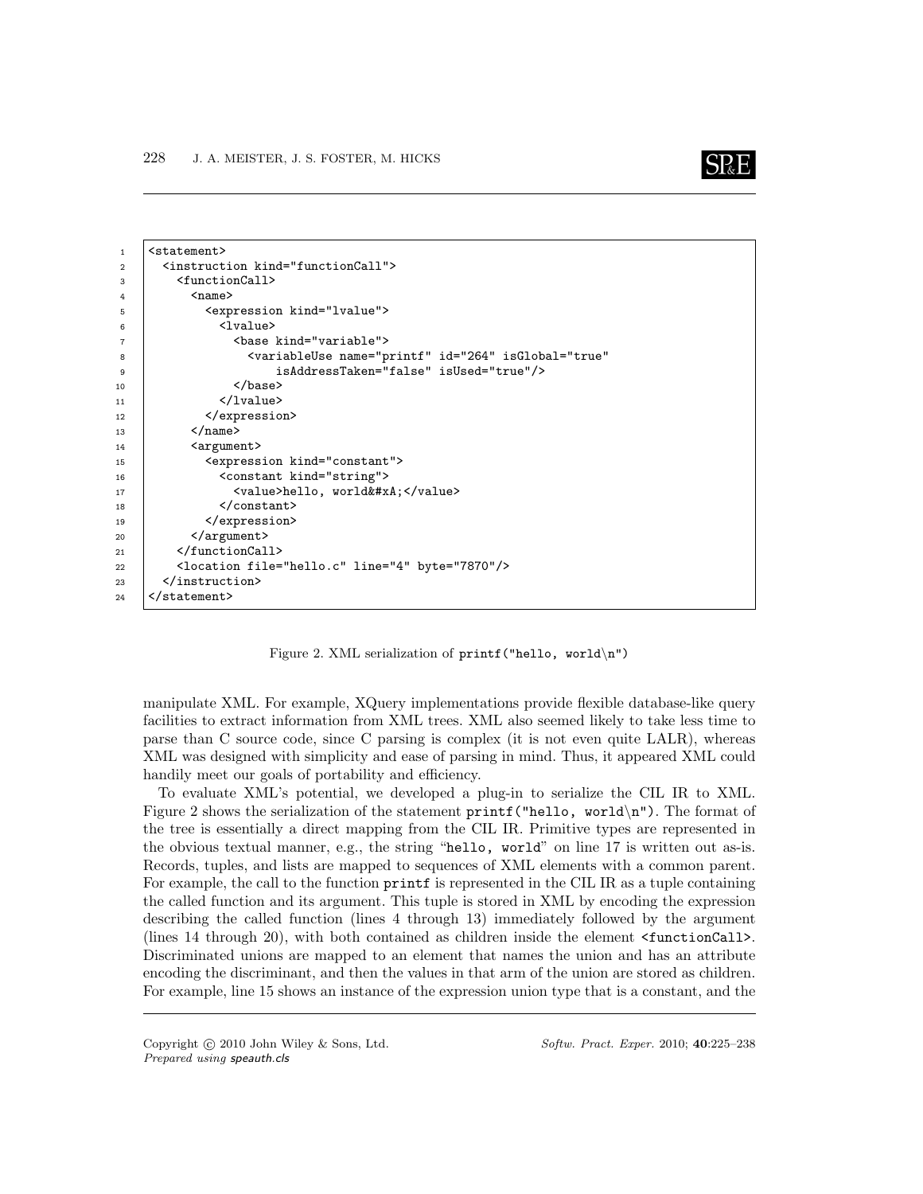```
1  <statement>
2    <instruction kind="functionCall">
3      <functionCall>
4        <name>
5          <expression kind="lvalue">
6            <lvalue>
7              <base kind="variable">
8                <variableUse name="printf" id="264" isGlobal="true"
9                    isAddressTaken="false" isUsed="true"/>
10             </base>
11           </lvalue>
12         </expression>
13       </name>
14       <argument>
15         <expression kind="constant">
16           <constant kind="string">
17             <value>hello, world&#xA;</value>
18           </constant>
19         </expression>
20       </argument>
21     </functionCall>
22     <location file="hello.c" line="4" byte="7870"/>
23   </instruction>
24 </statement>
```

Figure 2. XML serialization of `printf("hello, world\n")`

manipulate XML. For example, XQuery implementations provide flexible database-like query facilities to extract information from XML trees. XML also seemed likely to take less time to parse than C source code, since C parsing is complex (it is not even quite LALR), whereas XML was designed with simplicity and ease of parsing in mind. Thus, it appeared XML could handily meet our goals of portability and efficiency.

To evaluate XML's potential, we developed a plug-in to serialize the CIL IR to XML. Figure 2 shows the serialization of the statement `printf("hello, world\n")`. The format of the tree is essentially a direct mapping from the CIL IR. Primitive types are represented in the obvious textual manner, e.g., the string "`hello, world`" on line 17 is written out as-is. Records, tuples, and lists are mapped to sequences of XML elements with a common parent. For example, the call to the function `printf` is represented in the CIL IR as a tuple containing the called function and its argument. This tuple is stored in XML by encoding the expression describing the called function (lines 4 through 13) immediately followed by the argument (lines 14 through 20), with both contained as children inside the element `<functionCall>`. Discriminated unions are mapped to an element that names the union and has an attribute encoding the discriminant, and then the values in that arm of the union are stored as children. For example, line 15 shows an instance of the expression union type that is a constant, and the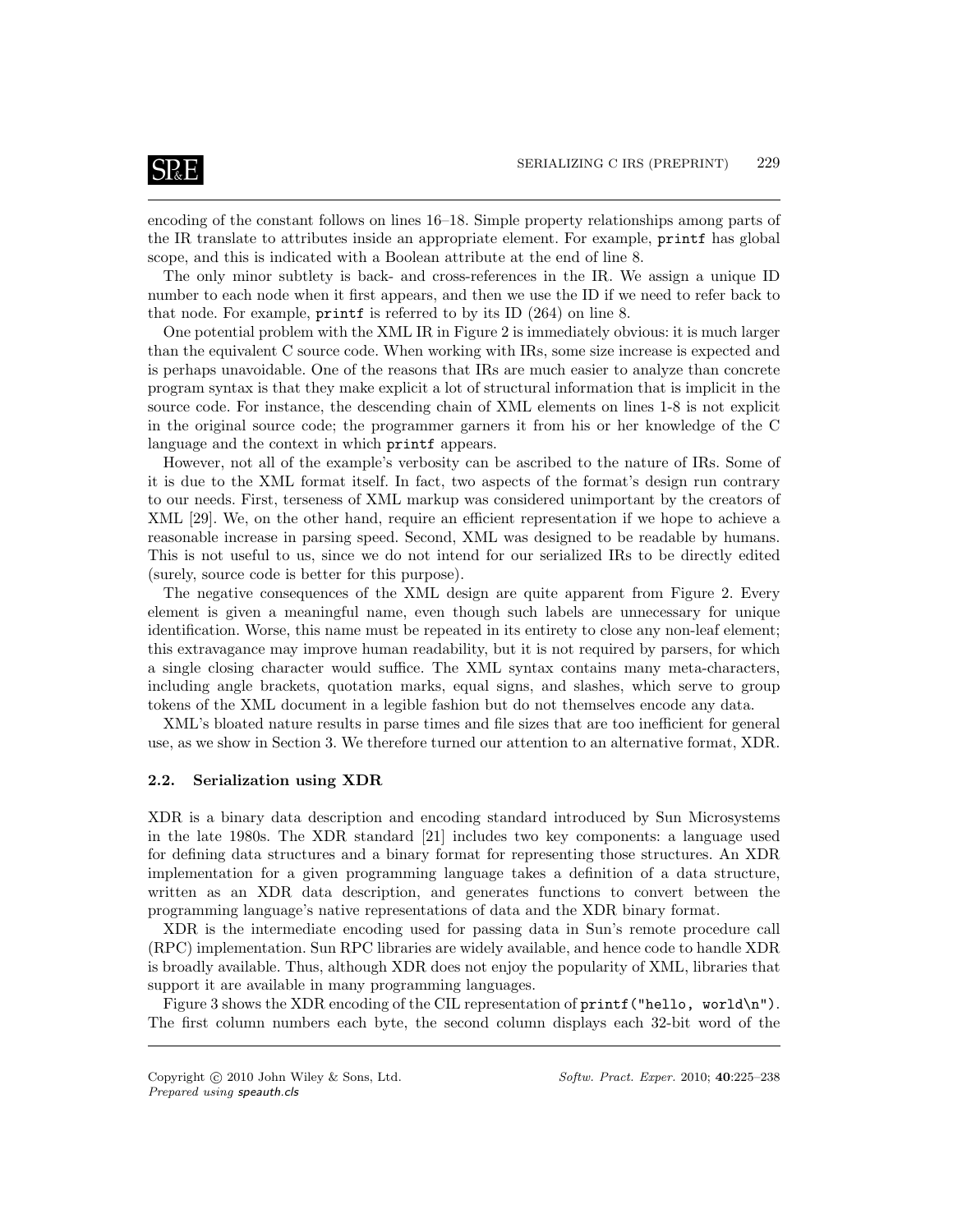encoding of the constant follows on lines 16–18. Simple property relationships among parts of the IR translate to attributes inside an appropriate element. For example, `printf` has global scope, and this is indicated with a Boolean attribute at the end of line 8.

The only minor subtlety is back- and cross-references in the IR. We assign a unique ID number to each node when it first appears, and then we use the ID if we need to refer back to that node. For example, `printf` is referred to by its ID (264) on line 8.

One potential problem with the XML IR in Figure 2 is immediately obvious: it is much larger than the equivalent C source code. When working with IRs, some size increase is expected and is perhaps unavoidable. One of the reasons that IRs are much easier to analyze than concrete program syntax is that they make explicit a lot of structural information that is implicit in the source code. For instance, the descending chain of XML elements on lines 1-8 is not explicit in the original source code; the programmer garners it from his or her knowledge of the C language and the context in which `printf` appears.

However, not all of the example's verbosity can be ascribed to the nature of IRs. Some of it is due to the XML format itself. In fact, two aspects of the format's design run contrary to our needs. First, terseness of XML markup was considered unimportant by the creators of XML [29]. We, on the other hand, require an efficient representation if we hope to achieve a reasonable increase in parsing speed. Second, XML was designed to be readable by humans. This is not useful to us, since we do not intend for our serialized IRs to be directly edited (surely, source code is better for this purpose).

The negative consequences of the XML design are quite apparent from Figure 2. Every element is given a meaningful name, even though such labels are unnecessary for unique identification. Worse, this name must be repeated in its entirety to close any non-leaf element; this extravagance may improve human readability, but it is not required by parsers, for which a single closing character would suffice. The XML syntax contains many meta-characters, including angle brackets, quotation marks, equal signs, and slashes, which serve to group tokens of the XML document in a legible fashion but do not themselves encode any data.

XML's bloated nature results in parse times and file sizes that are too inefficient for general use, as we show in Section 3. We therefore turned our attention to an alternative format, XDR.

## 2.2. Serialization using XDR

XDR is a binary data description and encoding standard introduced by Sun Microsystems in the late 1980s. The XDR standard [21] includes two key components: a language used for defining data structures and a binary format for representing those structures. An XDR implementation for a given programming language takes a definition of a data structure, written as an XDR data description, and generates functions to convert between the programming language's native representations of data and the XDR binary format.

XDR is the intermediate encoding used for passing data in Sun's remote procedure call (RPC) implementation. Sun RPC libraries are widely available, and hence code to handle XDR is broadly available. Thus, although XDR does not enjoy the popularity of XML, libraries that support it are available in many programming languages.

Figure 3 shows the XDR encoding of the CIL representation of `printf("hello, world\n")`. The first column numbers each byte, the second column displays each 32-bit word of the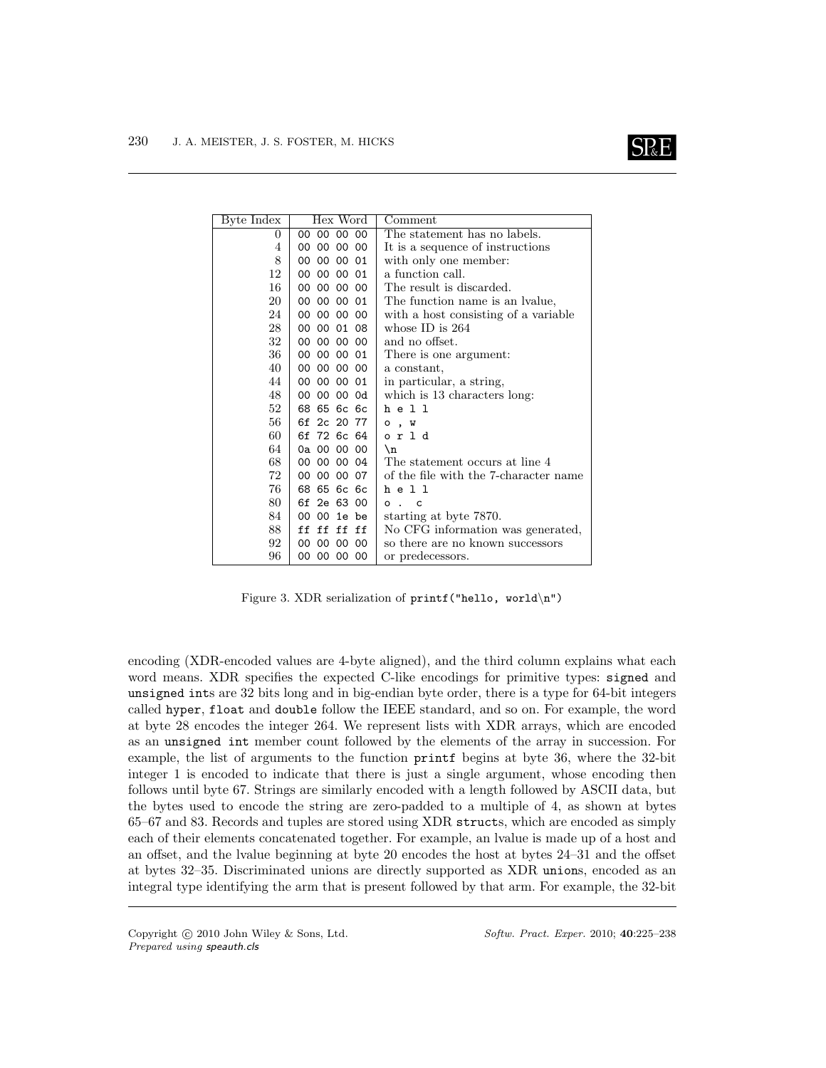| Byte Index | Hex Word | Comment |
|---|---|---|
| 0 | `00 00 00 00` | The statement has no labels. |
| 4 | `00 00 00 00` | It is a sequence of instructions |
| 8 | `00 00 00 01` | with only one member: |
| 12 | `00 00 00 01` | a function call. |
| 16 | `00 00 00 00` | The result is discarded. |
| 20 | `00 00 00 01` | The function name is an lvalue, |
| 24 | `00 00 00 00` | with a host consisting of a variable |
| 28 | `00 00 01 08` | whose ID is 264 |
| 32 | `00 00 00 00` | and no offset. |
| 36 | `00 00 00 01` | There is one argument: |
| 40 | `00 00 00 00` | a constant, |
| 44 | `00 00 00 01` | in particular, a string, |
| 48 | `00 00 00 0d` | which is 13 characters long: |
| 52 | `68 65 6c 6c` | `h e l l` |
| 56 | `6f 2c 20 77` | `o , w` |
| 60 | `6f 72 6c 64` | `o r l d` |
| 64 | `0a 00 00 00` | `\n` |
| 68 | `00 00 00 04` | The statement occurs at line 4 |
| 72 | `00 00 00 07` | of the file with the 7-character name |
| 76 | `68 65 6c 6c` | `h e l l` |
| 80 | `6f 2e 63 00` | `o . c` |
| 84 | `00 00 1e be` | starting at byte 7870. |
| 88 | `ff ff ff ff` | No CFG information was generated, |
| 92 | `00 00 00 00` | so there are no known successors |
| 96 | `00 00 00 00` | or predecessors. |

Figure 3. XDR serialization of `printf("hello, world\n")`

encoding (XDR-encoded values are 4-byte aligned), and the third column explains what each word means. XDR specifies the expected C-like encodings for primitive types: `signed` and `unsigned int`s are 32 bits long and in big-endian byte order, there is a type for 64-bit integers called `hyper`, `float` and `double` follow the IEEE standard, and so on. For example, the word at byte 28 encodes the integer 264. We represent lists with XDR arrays, which are encoded as an `unsigned int` member count followed by the elements of the array in succession. For example, the list of arguments to the function `printf` begins at byte 36, where the 32-bit integer 1 is encoded to indicate that there is just a single argument, whose encoding then follows until byte 67. Strings are similarly encoded with a length followed by ASCII data, but the bytes used to encode the string are zero-padded to a multiple of 4, as shown at bytes 65–67 and 83. Records and tuples are stored using XDR `struct`s, which are encoded as simply each of their elements concatenated together. For example, an lvalue is made up of a host and an offset, and the lvalue beginning at byte 20 encodes the host at bytes 24–31 and the offset at bytes 32–35. Discriminated unions are directly supported as XDR `union`s, encoded as an integral type identifying the arm that is present followed by that arm. For example, the 32-bit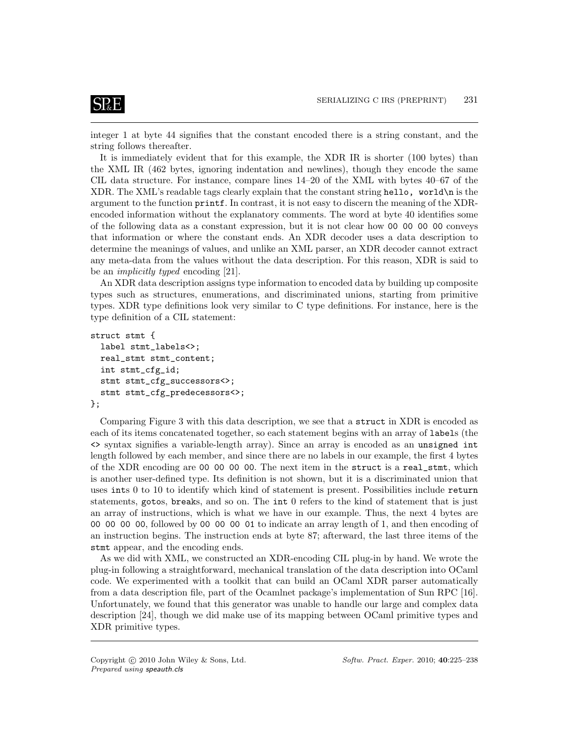integer 1 at byte 44 signifies that the constant encoded there is a string constant, and the string follows thereafter.

It is immediately evident that for this example, the XDR IR is shorter (100 bytes) than the XML IR (462 bytes, ignoring indentation and newlines), though they encode the same CIL data structure. For instance, compare lines 14–20 of the XML with bytes 40–67 of the XDR. The XML's readable tags clearly explain that the constant string `hello, world\n` is the argument to the function `printf`. In contrast, it is not easy to discern the meaning of the XDR-encoded information without the explanatory comments. The word at byte 40 identifies some of the following data as a constant expression, but it is not clear how `00 00 00 00` conveys that information or where the constant ends. An XDR decoder uses a data description to determine the meanings of values, and unlike an XML parser, an XDR decoder cannot extract any meta-data from the values without the data description. For this reason, XDR is said to be an *implicitly typed* encoding [21].

An XDR data description assigns type information to encoded data by building up composite types such as structures, enumerations, and discriminated unions, starting from primitive types. XDR type definitions look very similar to C type definitions. For instance, here is the type definition of a CIL statement:

```
struct stmt {
  label stmt_labels<>;
  real_stmt stmt_content;
  int stmt_cfg_id;
  stmt stmt_cfg_successors<>;
  stmt stmt_cfg_predecessors<>;
};
```

Comparing Figure 3 with this data description, we see that a `struct` in XDR is encoded as each of its items concatenated together, so each statement begins with an array of `label`s (the `<>` syntax signifies a variable-length array). Since an array is encoded as an `unsigned int` length followed by each member, and since there are no labels in our example, the first 4 bytes of the XDR encoding are `00 00 00 00`. The next item in the `struct` is a `real_stmt`, which is another user-defined type. Its definition is not shown, but it is a discriminated union that uses `int`s 0 to 10 to identify which kind of statement is present. Possibilities include `return` statements, `goto`s, `break`s, and so on. The `int` 0 refers to the kind of statement that is just an array of instructions, which is what we have in our example. Thus, the next 4 bytes are `00 00 00 00`, followed by `00 00 00 01` to indicate an array length of 1, and then encoding of an instruction begins. The instruction ends at byte 87; afterward, the last three items of the `stmt` appear, and the encoding ends.

As we did with XML, we constructed an XDR-encoding CIL plug-in by hand. We wrote the plug-in following a straightforward, mechanical translation of the data description into OCaml code. We experimented with a toolkit that can build an OCaml XDR parser automatically from a data description file, part of the Ocamlnet package's implementation of Sun RPC [16]. Unfortunately, we found that this generator was unable to handle our large and complex data description [24], though we did make use of its mapping between OCaml primitive types and XDR primitive types.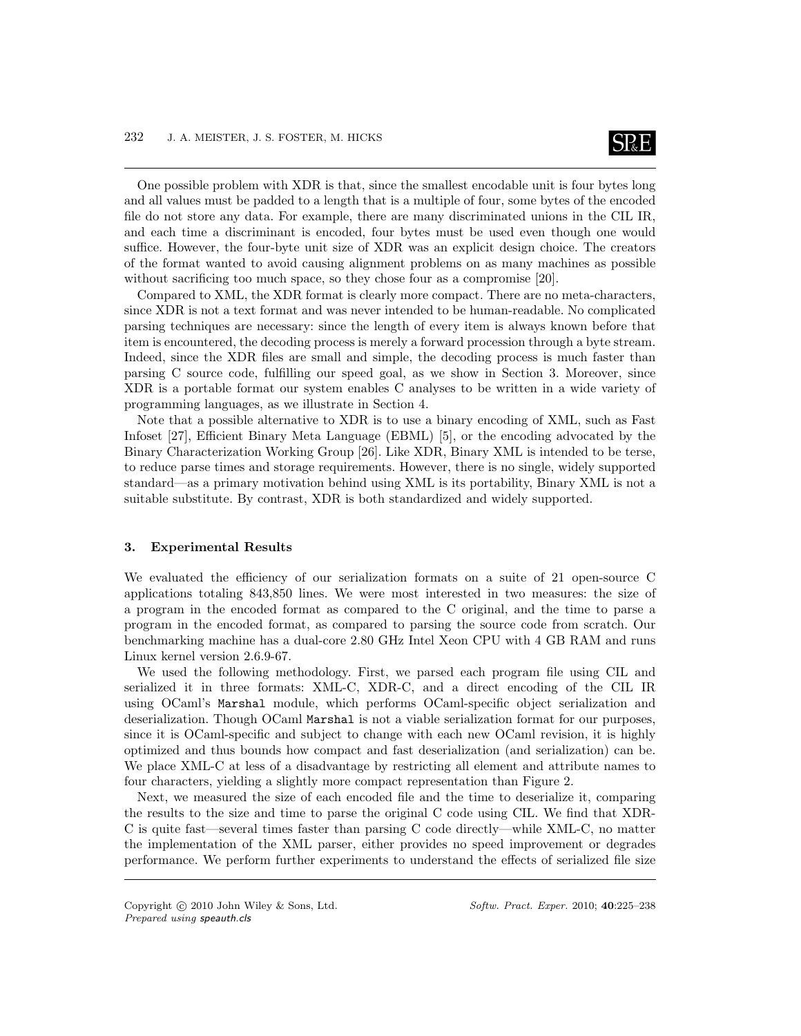One possible problem with XDR is that, since the smallest encodable unit is four bytes long and all values must be padded to a length that is a multiple of four, some bytes of the encoded file do not store any data. For example, there are many discriminated unions in the CIL IR, and each time a discriminant is encoded, four bytes must be used even though one would suffice. However, the four-byte unit size of XDR was an explicit design choice. The creators of the format wanted to avoid causing alignment problems on as many machines as possible without sacrificing too much space, so they chose four as a compromise [20].

Compared to XML, the XDR format is clearly more compact. There are no meta-characters, since XDR is not a text format and was never intended to be human-readable. No complicated parsing techniques are necessary: since the length of every item is always known before that item is encountered, the decoding process is merely a forward procession through a byte stream. Indeed, since the XDR files are small and simple, the decoding process is much faster than parsing C source code, fulfilling our speed goal, as we show in Section 3. Moreover, since XDR is a portable format our system enables C analyses to be written in a wide variety of programming languages, as we illustrate in Section 4.

Note that a possible alternative to XDR is to use a binary encoding of XML, such as Fast Infoset [27], Efficient Binary Meta Language (EBML) [5], or the encoding advocated by the Binary Characterization Working Group [26]. Like XDR, Binary XML is intended to be terse, to reduce parse times and storage requirements. However, there is no single, widely supported standard—as a primary motivation behind using XML is its portability, Binary XML is not a suitable substitute. By contrast, XDR is both standardized and widely supported.

## 3. Experimental Results

We evaluated the efficiency of our serialization formats on a suite of 21 open-source C applications totaling 843,850 lines. We were most interested in two measures: the size of a program in the encoded format as compared to the C original, and the time to parse a program in the encoded format, as compared to parsing the source code from scratch. Our benchmarking machine has a dual-core 2.80 GHz Intel Xeon CPU with 4 GB RAM and runs Linux kernel version 2.6.9-67.

We used the following methodology. First, we parsed each program file using CIL and serialized it in three formats: XML-C, XDR-C, and a direct encoding of the CIL IR using OCaml's `Marshal` module, which performs OCaml-specific object serialization and deserialization. Though OCaml `Marshal` is not a viable serialization format for our purposes, since it is OCaml-specific and subject to change with each new OCaml revision, it is highly optimized and thus bounds how compact and fast deserialization (and serialization) can be. We place XML-C at less of a disadvantage by restricting all element and attribute names to four characters, yielding a slightly more compact representation than Figure 2.

Next, we measured the size of each encoded file and the time to deserialize it, comparing the results to the size and time to parse the original C code using CIL. We find that XDR-C is quite fast—several times faster than parsing C code directly—while XML-C, no matter the implementation of the XML parser, either provides no speed improvement or degrades performance. We perform further experiments to understand the effects of serialized file size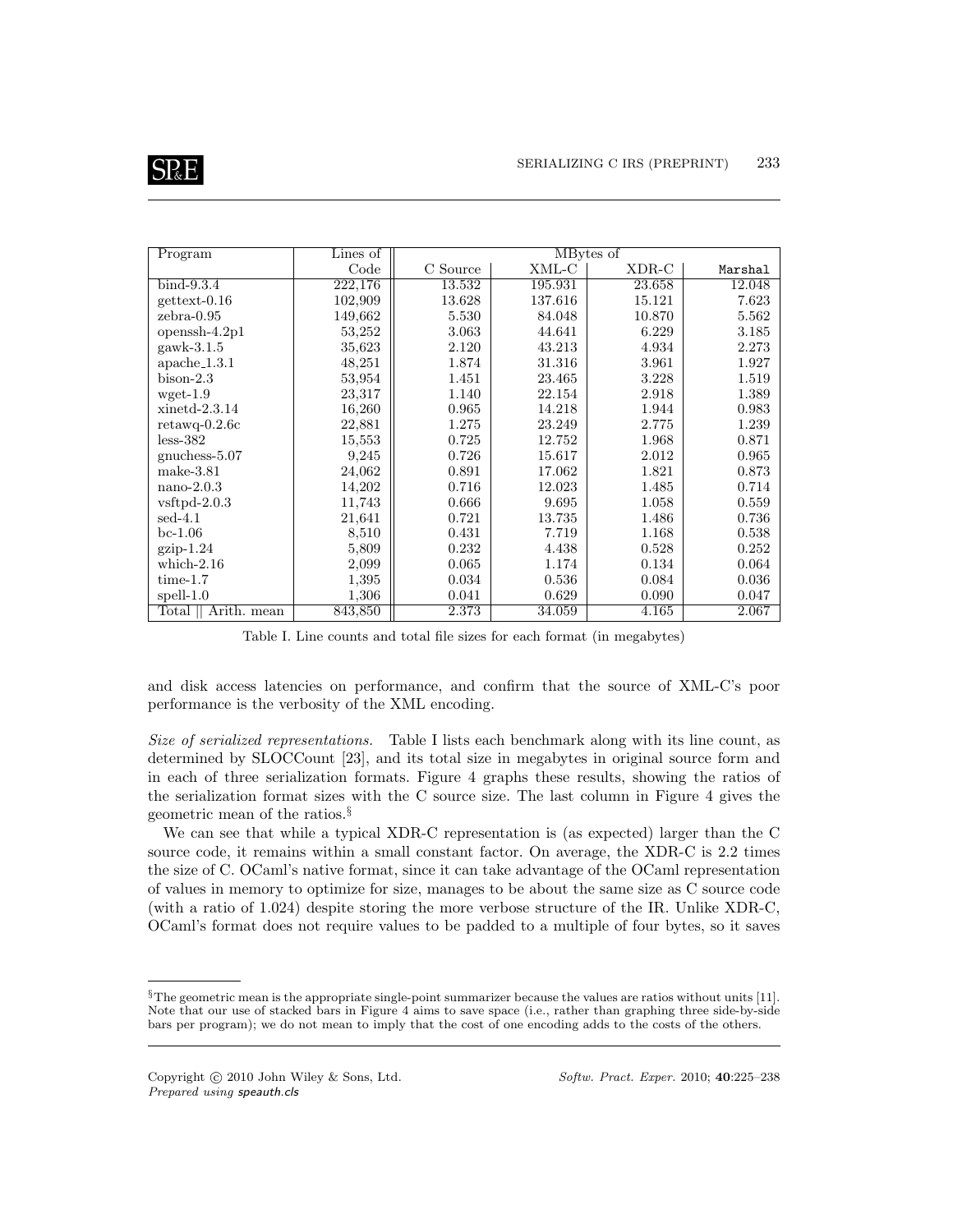| Program | Lines of | MBytes of | | | |
|---|---|---|---|---|---|
| | Code | C Source | XML-C | XDR-C | Marshal |
| bind-9.3.4 | 222,176 | 13.532 | 195.931 | 23.658 | 12.048 |
| gettext-0.16 | 102,909 | 13.628 | 137.616 | 15.121 | 7.623 |
| zebra-0.95 | 149,662 | 5.530 | 84.048 | 10.870 | 5.562 |
| openssh-4.2p1 | 53,252 | 3.063 | 44.641 | 6.229 | 3.185 |
| gawk-3.1.5 | 35,623 | 2.120 | 43.213 | 4.934 | 2.273 |
| apache_1.3.1 | 48,251 | 1.874 | 31.316 | 3.961 | 1.927 |
| bison-2.3 | 53,954 | 1.451 | 23.465 | 3.228 | 1.519 |
| wget-1.9 | 23,317 | 1.140 | 22.154 | 2.918 | 1.389 |
| xinetd-2.3.14 | 16,260 | 0.965 | 14.218 | 1.944 | 0.983 |
| retawq-0.2.6c | 22,881 | 1.275 | 23.249 | 2.775 | 1.239 |
| less-382 | 15,553 | 0.725 | 12.752 | 1.968 | 0.871 |
| gnuchess-5.07 | 9,245 | 0.726 | 15.617 | 2.012 | 0.965 |
| make-3.81 | 24,062 | 0.891 | 17.062 | 1.821 | 0.873 |
| nano-2.0.3 | 14,202 | 0.716 | 12.023 | 1.485 | 0.714 |
| vsftpd-2.0.3 | 11,743 | 0.666 | 9.695 | 1.058 | 0.559 |
| sed-4.1 | 21,641 | 0.721 | 13.735 | 1.486 | 0.736 |
| bc-1.06 | 8,510 | 0.431 | 7.719 | 1.168 | 0.538 |
| gzip-1.24 | 5,809 | 0.232 | 4.438 | 0.528 | 0.252 |
| which-2.16 | 2,099 | 0.065 | 1.174 | 0.134 | 0.064 |
| time-1.7 | 1,395 | 0.034 | 0.536 | 0.084 | 0.036 |
| spell-1.0 | 1,306 | 0.041 | 0.629 | 0.090 | 0.047 |
| Total \|\| Arith. mean | 843,850 | 2.373 | 34.059 | 4.165 | 2.067 |

Table I. Line counts and total file sizes for each format (in megabytes)

and disk access latencies on performance, and confirm that the source of XML-C's poor performance is the verbosity of the XML encoding.

*Size of serialized representations.* Table I lists each benchmark along with its line count, as determined by SLOCCount [23], and its total size in megabytes in original source form and in each of three serialization formats. Figure 4 graphs these results, showing the ratios of the serialization format sizes with the C source size. The last column in Figure 4 gives the geometric mean of the ratios.[§]

We can see that while a typical XDR-C representation is (as expected) larger than the C source code, it remains within a small constant factor. On average, the XDR-C is 2.2 times the size of C. OCaml's native format, since it can take advantage of the OCaml representation of values in memory to optimize for size, manages to be about the same size as C source code (with a ratio of 1.024) despite storing the more verbose structure of the IR. Unlike XDR-C, OCaml's format does not require values to be padded to a multiple of four bytes, so it saves

[§]The geometric mean is the appropriate single-point summarizer because the values are ratios without units [11]. Note that our use of stacked bars in Figure 4 aims to save space (i.e., rather than graphing three side-by-side bars per program); we do not mean to imply that the cost of one encoding adds to the costs of the others.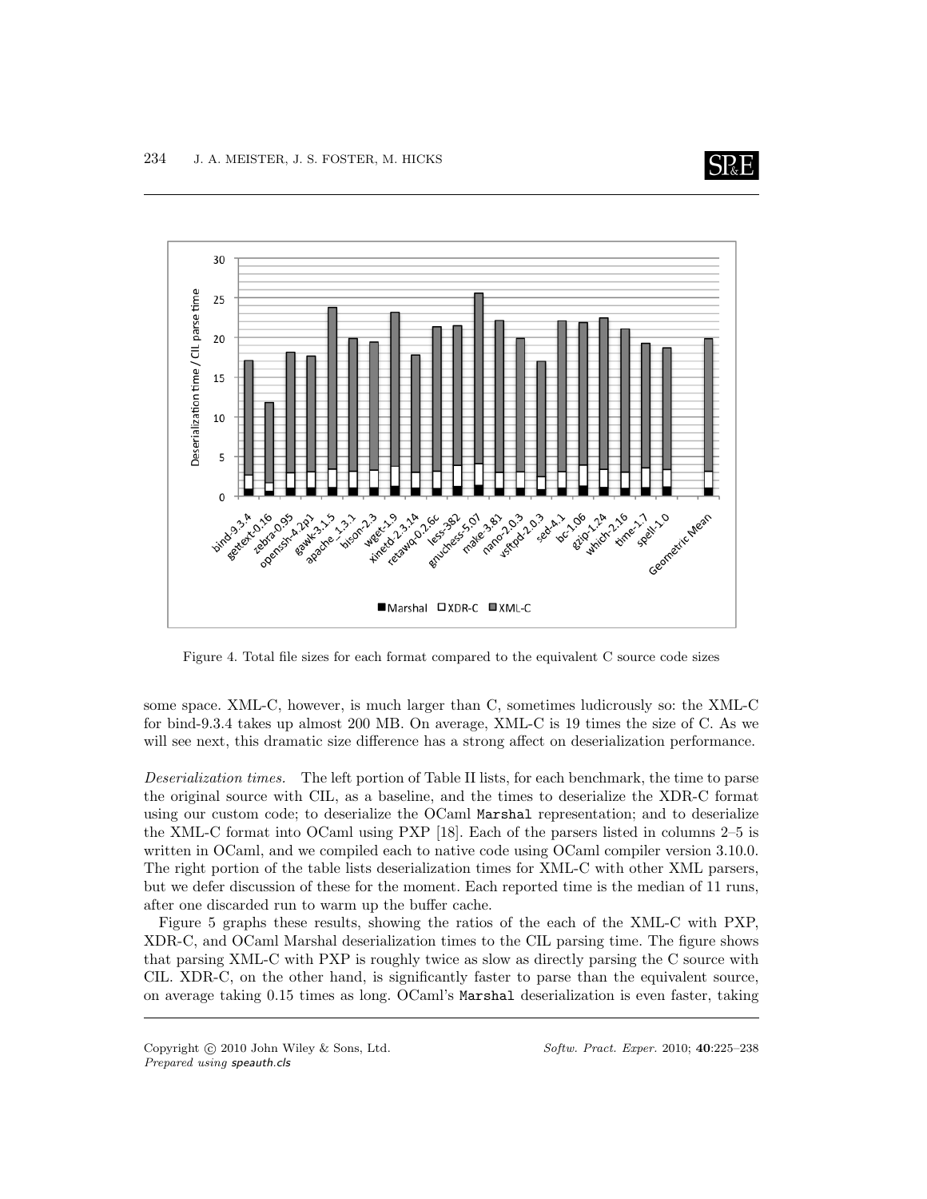Figure 4. Total file sizes for each format compared to the equivalent C source code sizes

some space. XML-C, however, is much larger than C, sometimes ludicrously so: the XML-C for bind-9.3.4 takes up almost 200 MB. On average, XML-C is 19 times the size of C. As we will see next, this dramatic size difference has a strong affect on deserialization performance.

*Deserialization times.* The left portion of Table II lists, for each benchmark, the time to parse the original source with CIL, as a baseline, and the times to deserialize the XDR-C format using our custom code; to deserialize the OCaml `Marshal` representation; and to deserialize the XML-C format into OCaml using PXP [18]. Each of the parsers listed in columns 2–5 is written in OCaml, and we compiled each to native code using OCaml compiler version 3.10.0. The right portion of the table lists deserialization times for XML-C with other XML parsers, but we defer discussion of these for the moment. Each reported time is the median of 11 runs, after one discarded run to warm up the buffer cache.

Figure 5 graphs these results, showing the ratios of the each of the XML-C with PXP, XDR-C, and OCaml Marshal deserialization times to the CIL parsing time. The figure shows that parsing XML-C with PXP is roughly twice as slow as directly parsing the C source with CIL. XDR-C, on the other hand, is significantly faster to parse than the equivalent source, on average taking 0.15 times as long. OCaml's `Marshal` deserialization is even faster, taking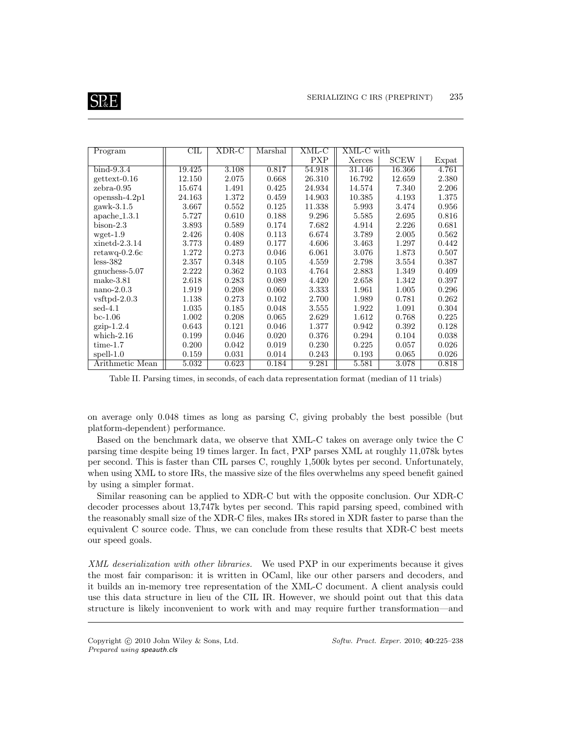| Program | CIL | XDR-C | Marshal | XML-C | XML-C with | | |
|---|---|---|---|---|---|---|---|
| | | | | PXP | Xerces | SCEW | Expat |
| bind-9.3.4 | 19.425 | 3.108 | 0.817 | 54.918 | 31.146 | 16.366 | 4.761 |
| gettext-0.16 | 12.150 | 2.075 | 0.668 | 26.310 | 16.792 | 12.659 | 2.380 |
| zebra-0.95 | 15.674 | 1.491 | 0.425 | 24.934 | 14.574 | 7.340 | 2.206 |
| openssh-4.2p1 | 24.163 | 1.372 | 0.459 | 14.903 | 10.385 | 4.193 | 1.375 |
| gawk-3.1.5 | 3.667 | 0.552 | 0.125 | 11.338 | 5.993 | 3.474 | 0.956 |
| apache_1.3.1 | 5.727 | 0.610 | 0.188 | 9.296 | 5.585 | 2.695 | 0.816 |
| bison-2.3 | 3.893 | 0.589 | 0.174 | 7.682 | 4.914 | 2.226 | 0.681 |
| wget-1.9 | 2.426 | 0.408 | 0.113 | 6.674 | 3.789 | 2.005 | 0.562 |
| xinetd-2.3.14 | 3.773 | 0.489 | 0.177 | 4.606 | 3.463 | 1.297 | 0.442 |
| retawq-0.2.6c | 1.272 | 0.273 | 0.046 | 6.061 | 3.076 | 1.873 | 0.507 |
| less-382 | 2.357 | 0.348 | 0.105 | 4.559 | 2.798 | 3.554 | 0.387 |
| gnuchess-5.07 | 2.222 | 0.362 | 0.103 | 4.764 | 2.883 | 1.349 | 0.409 |
| make-3.81 | 2.618 | 0.283 | 0.089 | 4.420 | 2.658 | 1.342 | 0.397 |
| nano-2.0.3 | 1.919 | 0.208 | 0.060 | 3.333 | 1.961 | 1.005 | 0.296 |
| vsftpd-2.0.3 | 1.138 | 0.273 | 0.102 | 2.700 | 1.989 | 0.781 | 0.262 |
| sed-4.1 | 1.035 | 0.185 | 0.048 | 3.555 | 1.922 | 1.091 | 0.304 |
| bc-1.06 | 1.002 | 0.208 | 0.065 | 2.629 | 1.612 | 0.768 | 0.225 |
| gzip-1.2.4 | 0.643 | 0.121 | 0.046 | 1.377 | 0.942 | 0.392 | 0.128 |
| which-2.16 | 0.199 | 0.046 | 0.020 | 0.376 | 0.294 | 0.104 | 0.038 |
| time-1.7 | 0.200 | 0.042 | 0.019 | 0.230 | 0.225 | 0.057 | 0.026 |
| spell-1.0 | 0.159 | 0.031 | 0.014 | 0.243 | 0.193 | 0.065 | 0.026 |
| Arithmetic Mean | 5.032 | 0.623 | 0.184 | 9.281 | 5.581 | 3.078 | 0.818 |

Table II. Parsing times, in seconds, of each data representation format (median of 11 trials)

on average only 0.048 times as long as parsing C, giving probably the best possible (but platform-dependent) performance.

Based on the benchmark data, we observe that XML-C takes on average only twice the C parsing time despite being 19 times larger. In fact, PXP parses XML at roughly 11,078k bytes per second. This is faster than CIL parses C, roughly 1,500k bytes per second. Unfortunately, when using XML to store IRs, the massive size of the files overwhelms any speed benefit gained by using a simpler format.

Similar reasoning can be applied to XDR-C but with the opposite conclusion. Our XDR-C decoder processes about 13,747k bytes per second. This rapid parsing speed, combined with the reasonably small size of the XDR-C files, makes IRs stored in XDR faster to parse than the equivalent C source code. Thus, we can conclude from these results that XDR-C best meets our speed goals.

*XML deserialization with other libraries.* We used PXP in our experiments because it gives the most fair comparison: it is written in OCaml, like our other parsers and decoders, and it builds an in-memory tree representation of the XML-C document. A client analysis could use this data structure in lieu of the CIL IR. However, we should point out that this data structure is likely inconvenient to work with and may require further transformation—and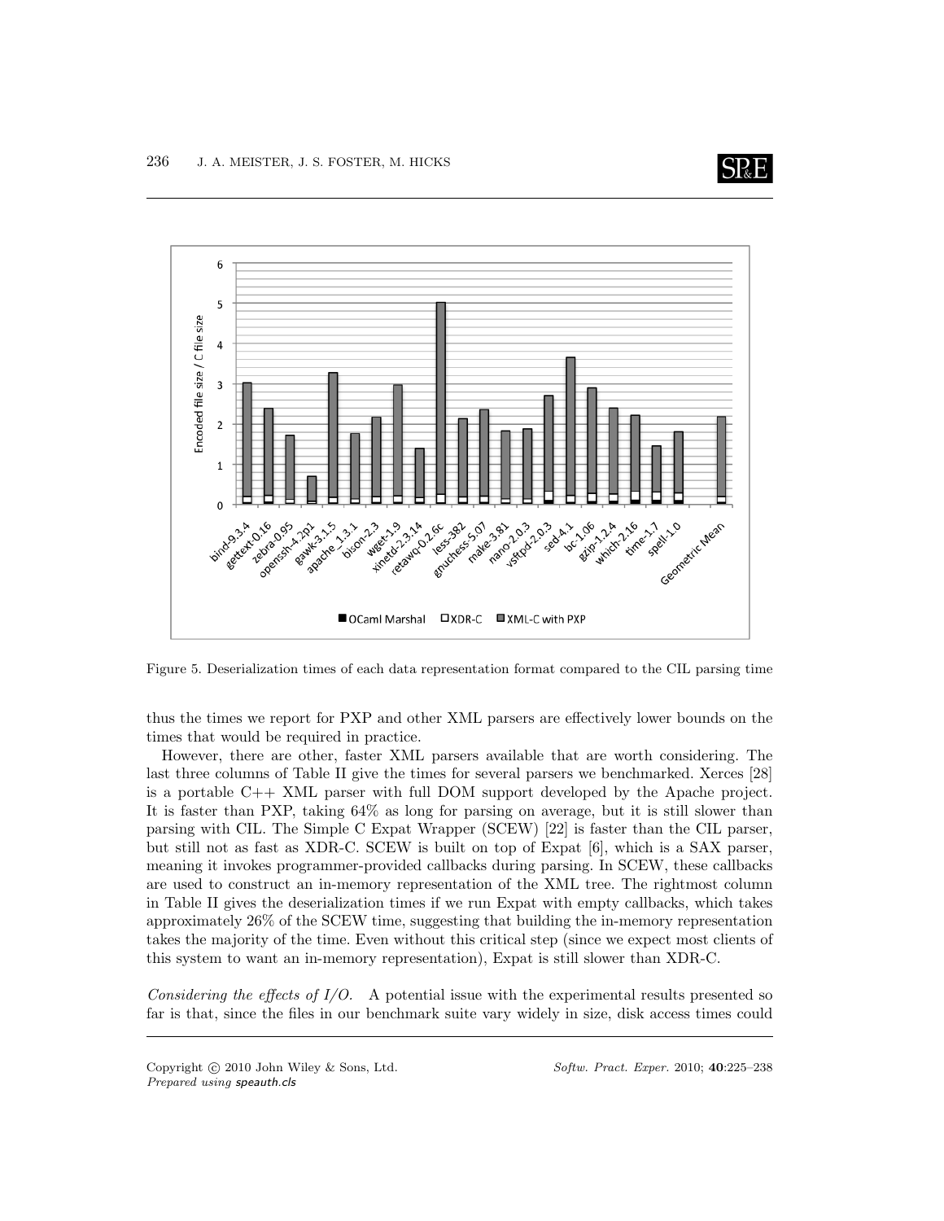Figure 5. Deserialization times of each data representation format compared to the CIL parsing time

thus the times we report for PXP and other XML parsers are effectively lower bounds on the times that would be required in practice.

However, there are other, faster XML parsers available that are worth considering. The last three columns of Table II give the times for several parsers we benchmarked. Xerces [28] is a portable C++ XML parser with full DOM support developed by the Apache project. It is faster than PXP, taking 64% as long for parsing on average, but it is still slower than parsing with CIL. The Simple C Expat Wrapper (SCEW) [22] is faster than the CIL parser, but still not as fast as XDR-C. SCEW is built on top of Expat [6], which is a SAX parser, meaning it invokes programmer-provided callbacks during parsing. In SCEW, these callbacks are used to construct an in-memory representation of the XML tree. The rightmost column in Table II gives the deserialization times if we run Expat with empty callbacks, which takes approximately 26% of the SCEW time, suggesting that building the in-memory representation takes the majority of the time. Even without this critical step (since we expect most clients of this system to want an in-memory representation), Expat is still slower than XDR-C.

*Considering the effects of I/O.* A potential issue with the experimental results presented so far is that, since the files in our benchmark suite vary widely in size, disk access times could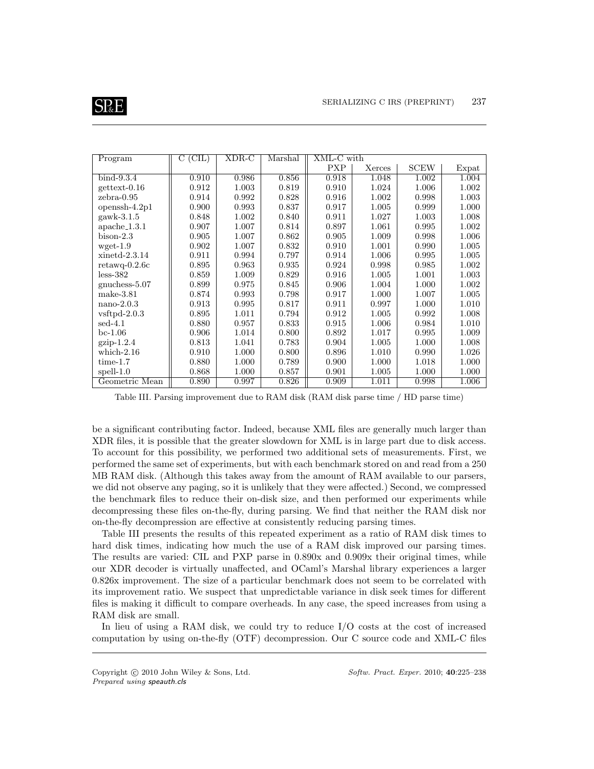| Program | C (CIL) | XDR-C | Marshal | XML-C with | | | |
|---|---|---|---|---|---|---|---|
| | | | | PXP | Xerces | SCEW | Expat |
| bind-9.3.4 | 0.910 | 0.986 | 0.856 | 0.918 | 1.048 | 1.002 | 1.004 |
| gettext-0.16 | 0.912 | 1.003 | 0.819 | 0.910 | 1.024 | 1.006 | 1.002 |
| zebra-0.95 | 0.914 | 0.992 | 0.828 | 0.916 | 1.002 | 0.998 | 1.003 |
| openssh-4.2p1 | 0.900 | 0.993 | 0.837 | 0.917 | 1.005 | 0.999 | 1.000 |
| gawk-3.1.5 | 0.848 | 1.002 | 0.840 | 0.911 | 1.027 | 1.003 | 1.008 |
| apache_1.3.1 | 0.907 | 1.007 | 0.814 | 0.897 | 1.061 | 0.995 | 1.002 |
| bison-2.3 | 0.905 | 1.007 | 0.862 | 0.905 | 1.009 | 0.998 | 1.006 |
| wget-1.9 | 0.902 | 1.007 | 0.832 | 0.910 | 1.001 | 0.990 | 1.005 |
| xinetd-2.3.14 | 0.911 | 0.994 | 0.797 | 0.914 | 1.006 | 0.995 | 1.005 |
| retawq-0.2.6c | 0.895 | 0.963 | 0.935 | 0.924 | 0.998 | 0.985 | 1.002 |
| less-382 | 0.859 | 1.009 | 0.829 | 0.916 | 1.005 | 1.001 | 1.003 |
| gnuchess-5.07 | 0.899 | 0.975 | 0.845 | 0.906 | 1.004 | 1.000 | 1.002 |
| make-3.81 | 0.874 | 0.993 | 0.798 | 0.917 | 1.000 | 1.007 | 1.005 |
| nano-2.0.3 | 0.913 | 0.995 | 0.817 | 0.911 | 0.997 | 1.000 | 1.010 |
| vsftpd-2.0.3 | 0.895 | 1.011 | 0.794 | 0.912 | 1.005 | 0.992 | 1.008 |
| sed-4.1 | 0.880 | 0.957 | 0.833 | 0.915 | 1.006 | 0.984 | 1.010 |
| bc-1.06 | 0.906 | 1.014 | 0.800 | 0.892 | 1.017 | 0.995 | 1.009 |
| gzip-1.2.4 | 0.813 | 1.041 | 0.783 | 0.904 | 1.005 | 1.000 | 1.008 |
| which-2.16 | 0.910 | 1.000 | 0.800 | 0.896 | 1.010 | 0.990 | 1.026 |
| time-1.7 | 0.880 | 1.000 | 0.789 | 0.900 | 1.000 | 1.018 | 1.000 |
| spell-1.0 | 0.868 | 1.000 | 0.857 | 0.901 | 1.005 | 1.000 | 1.000 |
| Geometric Mean | 0.890 | 0.997 | 0.826 | 0.909 | 1.011 | 0.998 | 1.006 |

Table III. Parsing improvement due to RAM disk (RAM disk parse time / HD parse time)

be a significant contributing factor. Indeed, because XML files are generally much larger than XDR files, it is possible that the greater slowdown for XML is in large part due to disk access. To account for this possibility, we performed two additional sets of measurements. First, we performed the same set of experiments, but with each benchmark stored on and read from a 250 MB RAM disk. (Although this takes away from the amount of RAM available to our parsers, we did not observe any paging, so it is unlikely that they were affected.) Second, we compressed the benchmark files to reduce their on-disk size, and then performed our experiments while decompressing these files on-the-fly, during parsing. We find that neither the RAM disk nor on-the-fly decompression are effective at consistently reducing parsing times.

Table III presents the results of this repeated experiment as a ratio of RAM disk times to hard disk times, indicating how much the use of a RAM disk improved our parsing times. The results are varied: CIL and PXP parse in 0.890x and 0.909x their original times, while our XDR decoder is virtually unaffected, and OCaml's Marshal library experiences a larger 0.826x improvement. The size of a particular benchmark does not seem to be correlated with its improvement ratio. We suspect that unpredictable variance in disk seek times for different files is making it difficult to compare overheads. In any case, the speed increases from using a RAM disk are small.

In lieu of using a RAM disk, we could try to reduce I/O costs at the cost of increased computation by using on-the-fly (OTF) decompression. Our C source code and XML-C files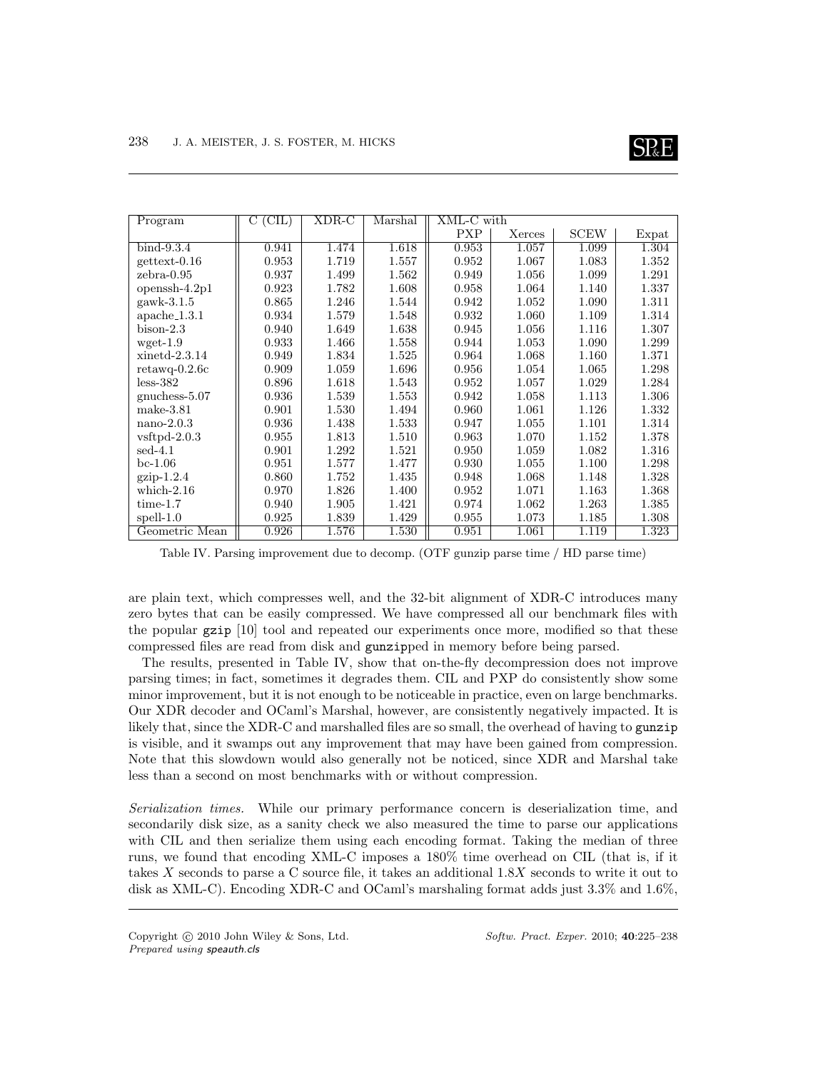| Program | C (CIL) | XDR-C | Marshal | XML-C with | | | |
|---|---|---|---|---|---|---|---|
| | | | | PXP | Xerces | SCEW | Expat |
| bind-9.3.4 | 0.941 | 1.474 | 1.618 | 0.953 | 1.057 | 1.099 | 1.304 |
| gettext-0.16 | 0.953 | 1.719 | 1.557 | 0.952 | 1.067 | 1.083 | 1.352 |
| zebra-0.95 | 0.937 | 1.499 | 1.562 | 0.949 | 1.056 | 1.099 | 1.291 |
| openssh-4.2p1 | 0.923 | 1.782 | 1.608 | 0.958 | 1.064 | 1.140 | 1.337 |
| gawk-3.1.5 | 0.865 | 1.246 | 1.544 | 0.942 | 1.052 | 1.090 | 1.311 |
| apache_1.3.1 | 0.934 | 1.579 | 1.548 | 0.932 | 1.060 | 1.109 | 1.314 |
| bison-2.3 | 0.940 | 1.649 | 1.638 | 0.945 | 1.056 | 1.116 | 1.307 |
| wget-1.9 | 0.933 | 1.466 | 1.558 | 0.944 | 1.053 | 1.090 | 1.299 |
| xinetd-2.3.14 | 0.949 | 1.834 | 1.525 | 0.964 | 1.068 | 1.160 | 1.371 |
| retawq-0.2.6c | 0.909 | 1.059 | 1.696 | 0.956 | 1.054 | 1.065 | 1.298 |
| less-382 | 0.896 | 1.618 | 1.543 | 0.952 | 1.057 | 1.029 | 1.284 |
| gnuchess-5.07 | 0.936 | 1.539 | 1.553 | 0.942 | 1.058 | 1.113 | 1.306 |
| make-3.81 | 0.901 | 1.530 | 1.494 | 0.960 | 1.061 | 1.126 | 1.332 |
| nano-2.0.3 | 0.936 | 1.438 | 1.533 | 0.947 | 1.055 | 1.101 | 1.314 |
| vsftpd-2.0.3 | 0.955 | 1.813 | 1.510 | 0.963 | 1.070 | 1.152 | 1.378 |
| sed-4.1 | 0.901 | 1.292 | 1.521 | 0.950 | 1.059 | 1.082 | 1.316 |
| bc-1.06 | 0.951 | 1.577 | 1.477 | 0.930 | 1.055 | 1.100 | 1.298 |
| gzip-1.2.4 | 0.860 | 1.752 | 1.435 | 0.948 | 1.068 | 1.148 | 1.328 |
| which-2.16 | 0.970 | 1.826 | 1.400 | 0.952 | 1.071 | 1.163 | 1.368 |
| time-1.7 | 0.940 | 1.905 | 1.421 | 0.974 | 1.062 | 1.263 | 1.385 |
| spell-1.0 | 0.925 | 1.839 | 1.429 | 0.955 | 1.073 | 1.185 | 1.308 |
| Geometric Mean | 0.926 | 1.576 | 1.530 | 0.951 | 1.061 | 1.119 | 1.323 |

Table IV. Parsing improvement due to decomp. (OTF gunzip parse time / HD parse time)

are plain text, which compresses well, and the 32-bit alignment of XDR-C introduces many zero bytes that can be easily compressed. We have compressed all our benchmark files with the popular `gzip` [10] tool and repeated our experiments once more, modified so that these compressed files are read from disk and `gunzip`ped in memory before being parsed.

The results, presented in Table IV, show that on-the-fly decompression does not improve parsing times; in fact, sometimes it degrades them. CIL and PXP do consistently show some minor improvement, but it is not enough to be noticeable in practice, even on large benchmarks. Our XDR decoder and OCaml's Marshal, however, are consistently negatively impacted. It is likely that, since the XDR-C and marshalled files are so small, the overhead of having to `gunzip` is visible, and it swamps out any improvement that may have been gained from compression. Note that this slowdown would also generally not be noticed, since XDR and Marshal take less than a second on most benchmarks with or without compression.

*Serialization times.* While our primary performance concern is deserialization time, and secondarily disk size, as a sanity check we also measured the time to parse our applications with CIL and then serialize them using each encoding format. Taking the median of three runs, we found that encoding XML-C imposes a 180% time overhead on CIL (that is, if it takes $X$ seconds to parse a C source file, it takes an additional $1.8X$ seconds to write it out to disk as XML-C). Encoding XDR-C and OCaml's marshaling format adds just 3.3% and 1.6%,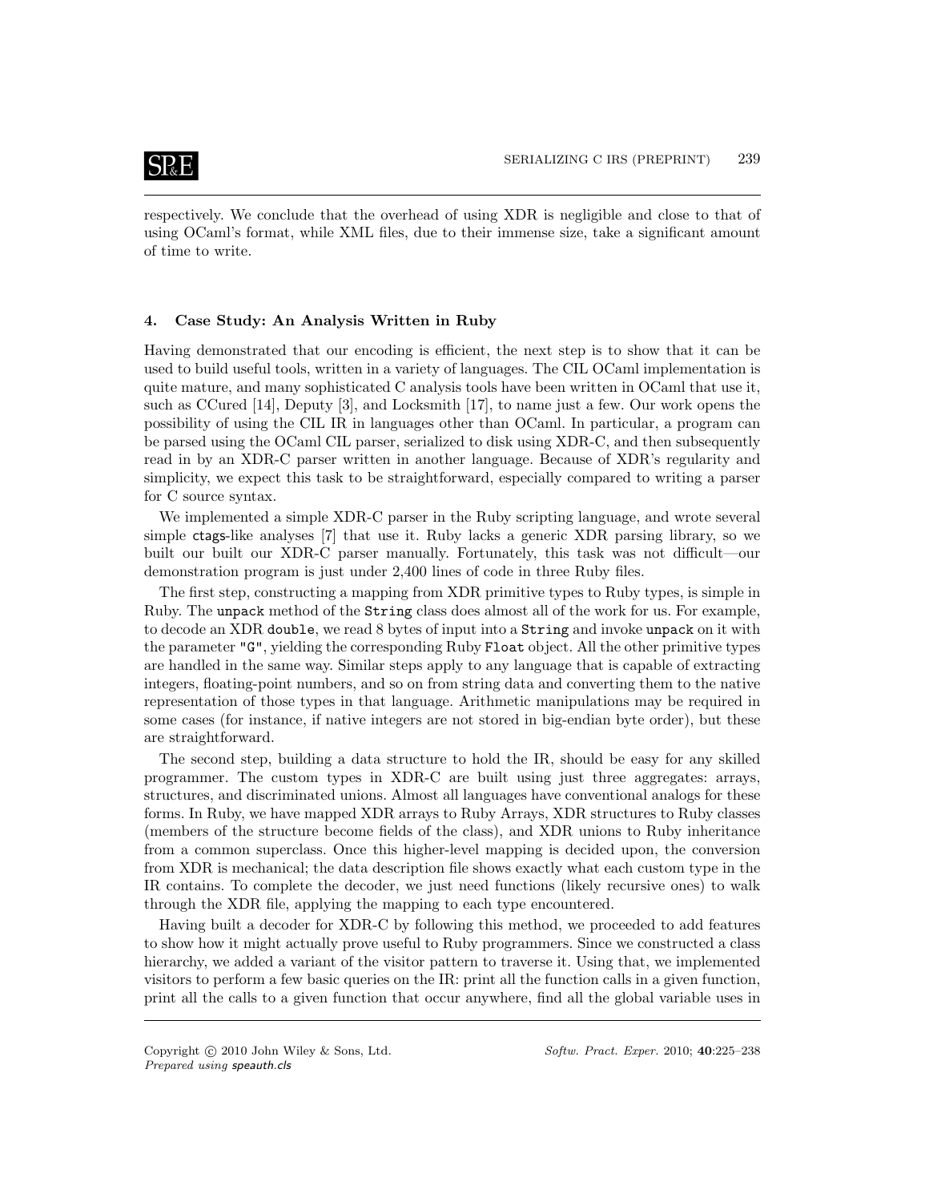respectively. We conclude that the overhead of using XDR is negligible and close to that of using OCaml's format, while XML files, due to their immense size, take a significant amount of time to write.

## 4. Case Study: An Analysis Written in Ruby

Having demonstrated that our encoding is efficient, the next step is to show that it can be used to build useful tools, written in a variety of languages. The CIL OCaml implementation is quite mature, and many sophisticated C analysis tools have been written in OCaml that use it, such as CCured [14], Deputy [3], and Locksmith [17], to name just a few. Our work opens the possibility of using the CIL IR in languages other than OCaml. In particular, a program can be parsed using the OCaml CIL parser, serialized to disk using XDR-C, and then subsequently read in by an XDR-C parser written in another language. Because of XDR's regularity and simplicity, we expect this task to be straightforward, especially compared to writing a parser for C source syntax.

We implemented a simple XDR-C parser in the Ruby scripting language, and wrote several simple `ctags`-like analyses [7] that use it. Ruby lacks a generic XDR parsing library, so we built our built our XDR-C parser manually. Fortunately, this task was not difficult—our demonstration program is just under 2,400 lines of code in three Ruby files.

The first step, constructing a mapping from XDR primitive types to Ruby types, is simple in Ruby. The `unpack` method of the `String` class does almost all of the work for us. For example, to decode an XDR `double`, we read 8 bytes of input into a `String` and invoke `unpack` on it with the parameter `"G"`, yielding the corresponding Ruby `Float` object. All the other primitive types are handled in the same way. Similar steps apply to any language that is capable of extracting integers, floating-point numbers, and so on from string data and converting them to the native representation of those types in that language. Arithmetic manipulations may be required in some cases (for instance, if native integers are not stored in big-endian byte order), but these are straightforward.

The second step, building a data structure to hold the IR, should be easy for any skilled programmer. The custom types in XDR-C are built using just three aggregates: arrays, structures, and discriminated unions. Almost all languages have conventional analogs for these forms. In Ruby, we have mapped XDR arrays to Ruby Arrays, XDR structures to Ruby classes (members of the structure become fields of the class), and XDR unions to Ruby inheritance from a common superclass. Once this higher-level mapping is decided upon, the conversion from XDR is mechanical; the data description file shows exactly what each custom type in the IR contains. To complete the decoder, we just need functions (likely recursive ones) to walk through the XDR file, applying the mapping to each type encountered.

Having built a decoder for XDR-C by following this method, we proceeded to add features to show how it might actually prove useful to Ruby programmers. Since we constructed a class hierarchy, we added a variant of the visitor pattern to traverse it. Using that, we implemented visitors to perform a few basic queries on the IR: print all the function calls in a given function, print all the calls to a given function that occur anywhere, find all the global variable uses in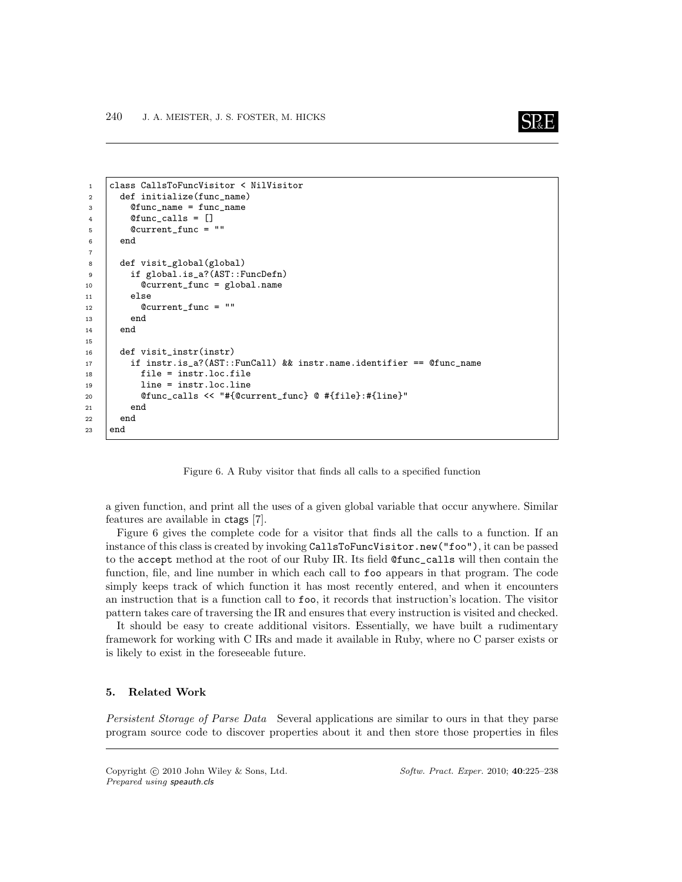```ruby
class CallsToFuncVisitor < NilVisitor
  def initialize(func_name)
    @func_name = func_name
    @func_calls = []
    @current_func = ""
  end

  def visit_global(global)
    if global.is_a?(AST::FuncDefn)
      @current_func = global.name
    else
      @current_func = ""
    end
  end

  def visit_instr(instr)
    if instr.is_a?(AST::FunCall) && instr.name.identifier == @func_name
      file = instr.loc.file
      line = instr.loc.line
      @func_calls << "#{@current_func} @ #{file}:#{line}"
    end
  end
end
```

Figure 6. A Ruby visitor that finds all calls to a specified function

a given function, and print all the uses of a given global variable that occur anywhere. Similar features are available in ctags [7].

Figure 6 gives the complete code for a visitor that finds all the calls to a function. If an instance of this class is created by invoking `CallsToFuncVisitor.new("foo")`, it can be passed to the `accept` method at the root of our Ruby IR. Its field `@func_calls` will then contain the function, file, and line number in which each call to `foo` appears in that program. The code simply keeps track of which function it has most recently entered, and when it encounters an instruction that is a function call to `foo`, it records that instruction's location. The visitor pattern takes care of traversing the IR and ensures that every instruction is visited and checked.

It should be easy to create additional visitors. Essentially, we have built a rudimentary framework for working with C IRs and made it available in Ruby, where no C parser exists or is likely to exist in the foreseeable future.

## 5. Related Work

*Persistent Storage of Parse Data* Several applications are similar to ours in that they parse program source code to discover properties about it and then store those properties in files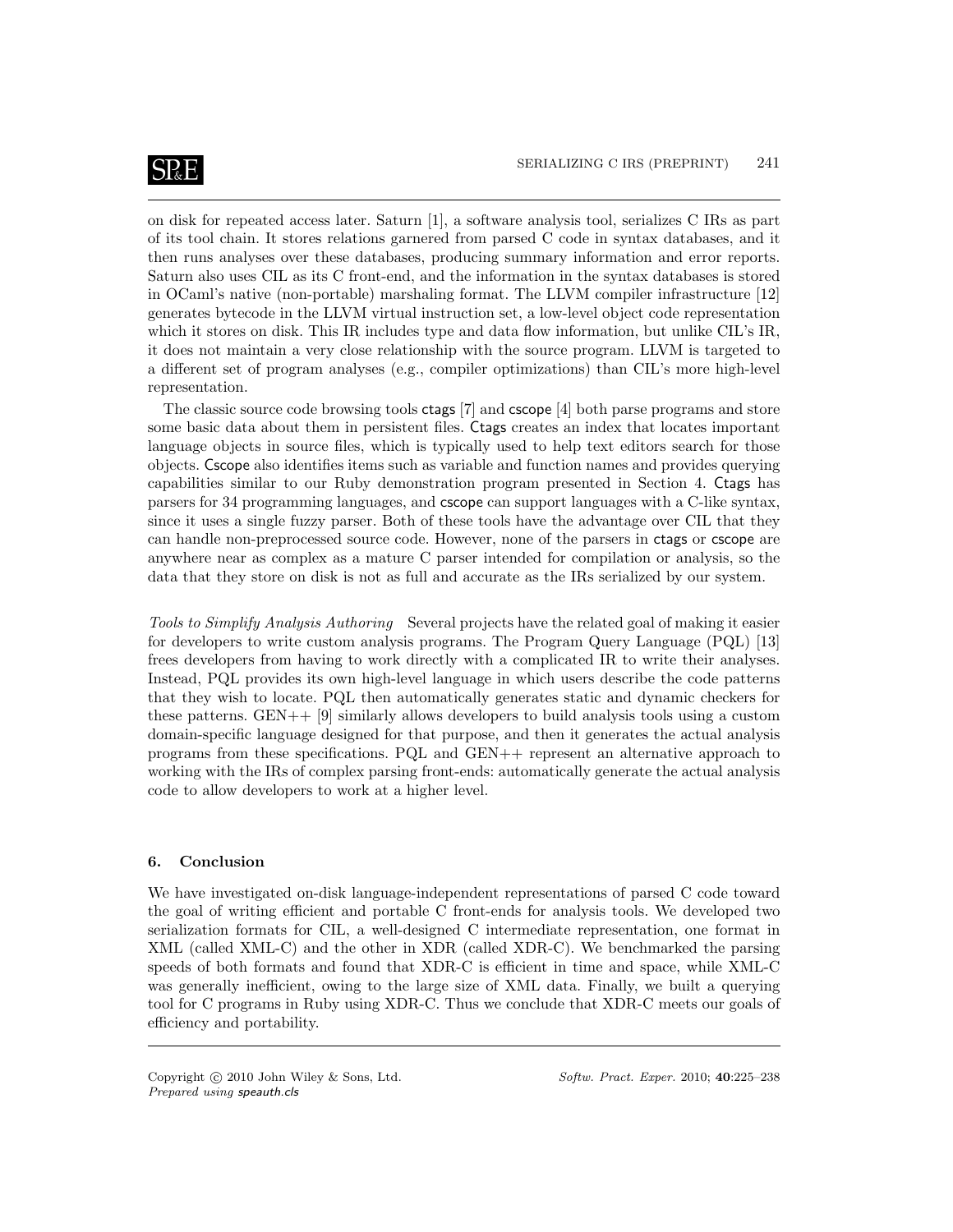on disk for repeated access later. Saturn [1], a software analysis tool, serializes C IRs as part of its tool chain. It stores relations garnered from parsed C code in syntax databases, and it then runs analyses over these databases, producing summary information and error reports. Saturn also uses CIL as its C front-end, and the information in the syntax databases is stored in OCaml's native (non-portable) marshaling format. The LLVM compiler infrastructure [12] generates bytecode in the LLVM virtual instruction set, a low-level object code representation which it stores on disk. This IR includes type and data flow information, but unlike CIL's IR, it does not maintain a very close relationship with the source program. LLVM is targeted to a different set of program analyses (e.g., compiler optimizations) than CIL's more high-level representation.

The classic source code browsing tools ctags [7] and cscope [4] both parse programs and store some basic data about them in persistent files. Ctags creates an index that locates important language objects in source files, which is typically used to help text editors search for those objects. Cscope also identifies items such as variable and function names and provides querying capabilities similar to our Ruby demonstration program presented in Section 4. Ctags has parsers for 34 programming languages, and cscope can support languages with a C-like syntax, since it uses a single fuzzy parser. Both of these tools have the advantage over CIL that they can handle non-preprocessed source code. However, none of the parsers in ctags or cscope are anywhere near as complex as a mature C parser intended for compilation or analysis, so the data that they store on disk is not as full and accurate as the IRs serialized by our system.

*Tools to Simplify Analysis Authoring* Several projects have the related goal of making it easier for developers to write custom analysis programs. The Program Query Language (PQL) [13] frees developers from having to work directly with a complicated IR to write their analyses. Instead, PQL provides its own high-level language in which users describe the code patterns that they wish to locate. PQL then automatically generates static and dynamic checkers for these patterns. GEN++ [9] similarly allows developers to build analysis tools using a custom domain-specific language designed for that purpose, and then it generates the actual analysis programs from these specifications. PQL and GEN++ represent an alternative approach to working with the IRs of complex parsing front-ends: automatically generate the actual analysis code to allow developers to work at a higher level.

## 6. Conclusion

We have investigated on-disk language-independent representations of parsed C code toward the goal of writing efficient and portable C front-ends for analysis tools. We developed two serialization formats for CIL, a well-designed C intermediate representation, one format in XML (called XML-C) and the other in XDR (called XDR-C). We benchmarked the parsing speeds of both formats and found that XDR-C is efficient in time and space, while XML-C was generally inefficient, owing to the large size of XML data. Finally, we built a querying tool for C programs in Ruby using XDR-C. Thus we conclude that XDR-C meets our goals of efficiency and portability.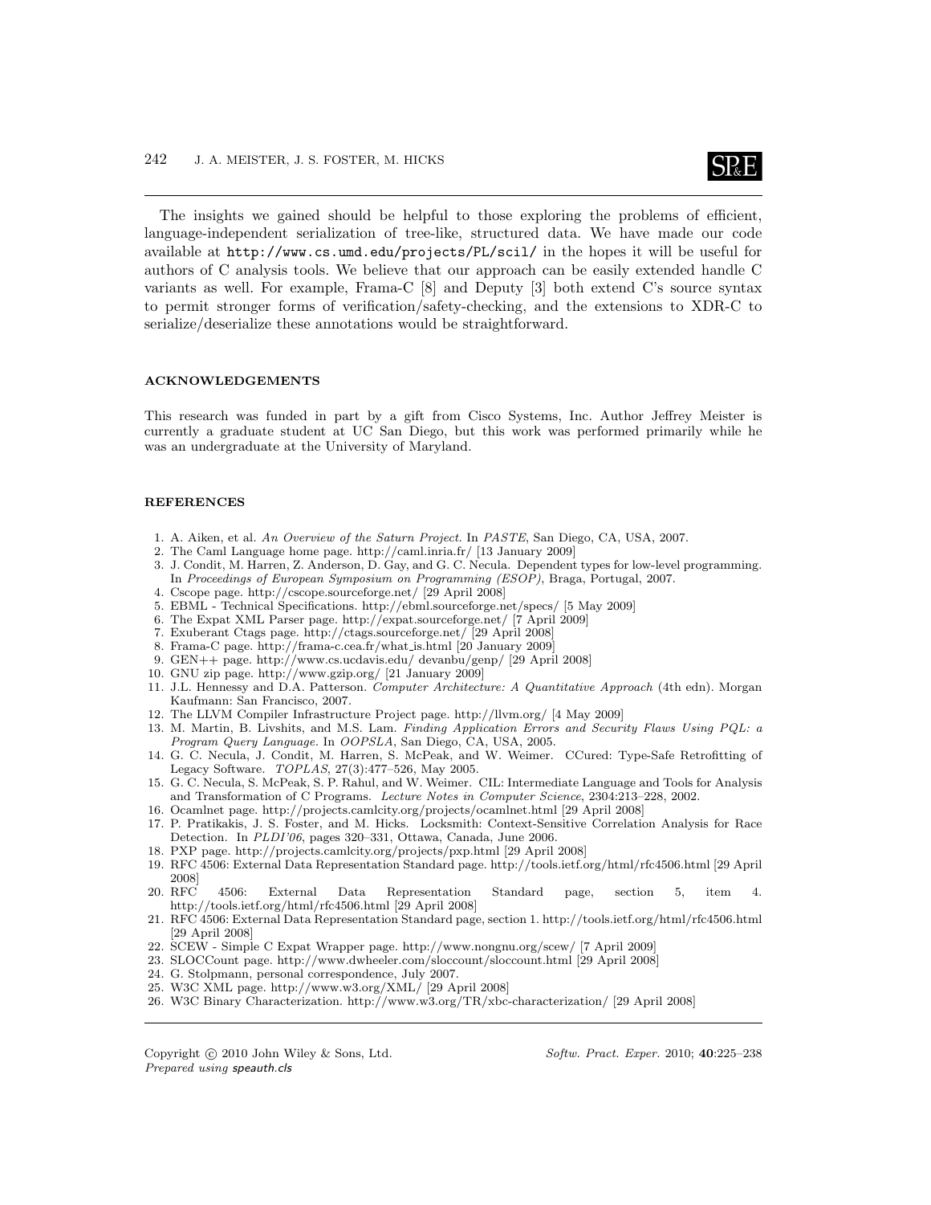The insights we gained should be helpful to those exploring the problems of efficient, language-independent serialization of tree-like, structured data. We have made our code available at `http://www.cs.umd.edu/projects/PL/scil/` in the hopes it will be useful for authors of C analysis tools. We believe that our approach can be easily extended handle C variants as well. For example, Frama-C [8] and Deputy [3] both extend C's source syntax to permit stronger forms of verification/safety-checking, and the extensions to XDR-C to serialize/deserialize these annotations would be straightforward.

## ACKNOWLEDGEMENTS

This research was funded in part by a gift from Cisco Systems, Inc. Author Jeffrey Meister is currently a graduate student at UC San Diego, but this work was performed primarily while he was an undergraduate at the University of Maryland.

## REFERENCES

1. A. Aiken, et al. *An Overview of the Saturn Project*. In *PASTE*, San Diego, CA, USA, 2007.
2. The Caml Language home page. http://caml.inria.fr/ [13 January 2009]
3. J. Condit, M. Harren, Z. Anderson, D. Gay, and G. C. Necula. Dependent types for low-level programming. In *Proceedings of European Symposium on Programming (ESOP)*, Braga, Portugal, 2007.
4. Cscope page. http://cscope.sourceforge.net/ [29 April 2008]
5. EBML - Technical Specifications. http://ebml.sourceforge.net/specs/ [5 May 2009]
6. The Expat XML Parser page. http://expat.sourceforge.net/ [7 April 2009]
7. Exuberant Ctags page. http://ctags.sourceforge.net/ [29 April 2008]
8. Frama-C page. http://frama-c.cea.fr/what_is.html [20 January 2009]
9. GEN++ page. http://www.cs.ucdavis.edu/ devanbu/genp/ [29 April 2008]
10. GNU zip page. http://www.gzip.org/ [21 January 2009]
11. J.L. Hennessy and D.A. Patterson. *Computer Architecture: A Quantitative Approach* (4th edn). Morgan Kaufmann: San Francisco, 2007.
12. The LLVM Compiler Infrastructure Project page. http://llvm.org/ [4 May 2009]
13. M. Martin, B. Livshits, and M.S. Lam. *Finding Application Errors and Security Flaws Using PQL: a Program Query Language*. In *OOPSLA*, San Diego, CA, USA, 2005.
14. G. C. Necula, J. Condit, M. Harren, S. McPeak, and W. Weimer. CCured: Type-Safe Retrofitting of Legacy Software. *TOPLAS*, 27(3):477–526, May 2005.
15. G. C. Necula, S. McPeak, S. P. Rahul, and W. Weimer. CIL: Intermediate Language and Tools for Analysis and Transformation of C Programs. *Lecture Notes in Computer Science*, 2304:213–228, 2002.
16. Ocamlnet page. http://projects.camlcity.org/projects/ocamlnet.html [29 April 2008]
17. P. Pratikakis, J. S. Foster, and M. Hicks. Locksmith: Context-Sensitive Correlation Analysis for Race Detection. In *PLDI'06*, pages 320–331, Ottawa, Canada, June 2006.
18. PXP page. http://projects.camlcity.org/projects/pxp.html [29 April 2008]
19. RFC 4506: External Data Representation Standard page. http://tools.ietf.org/html/rfc4506.html [29 April 2008]
20. RFC 4506: External Data Representation Standard page, section 5, item 4. http://tools.ietf.org/html/rfc4506.html [29 April 2008]
21. RFC 4506: External Data Representation Standard page, section 1. http://tools.ietf.org/html/rfc4506.html [29 April 2008]
22. SCEW - Simple C Expat Wrapper page. http://www.nongnu.org/scew/ [7 April 2009]
23. SLOCCount page. http://www.dwheeler.com/sloccount/sloccount.html [29 April 2008]
24. G. Stolpmann, personal correspondence, July 2007.
25. W3C XML page. http://www.w3.org/XML/ [29 April 2008]
26. W3C Binary Characterization. http://www.w3.org/TR/xbc-characterization/ [29 April 2008]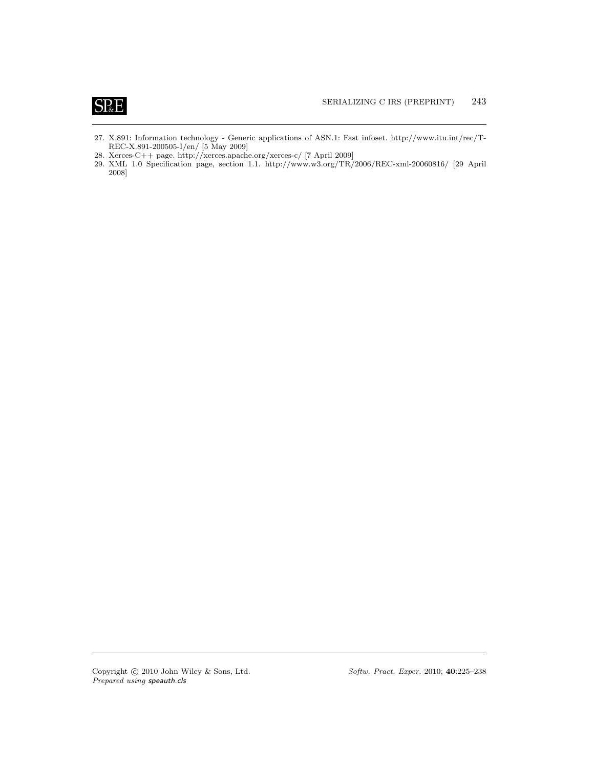27. X.891: Information technology - Generic applications of ASN.1: Fast infoset. http://www.itu.int/rec/T-REC-X.891-200505-I/en/ [5 May 2009]
28. Xerces-C++ page. http://xerces.apache.org/xerces-c/ [7 April 2009]
29. XML 1.0 Specification page, section 1.1. http://www.w3.org/TR/2006/REC-xml-20060816/ [29 April 2008]